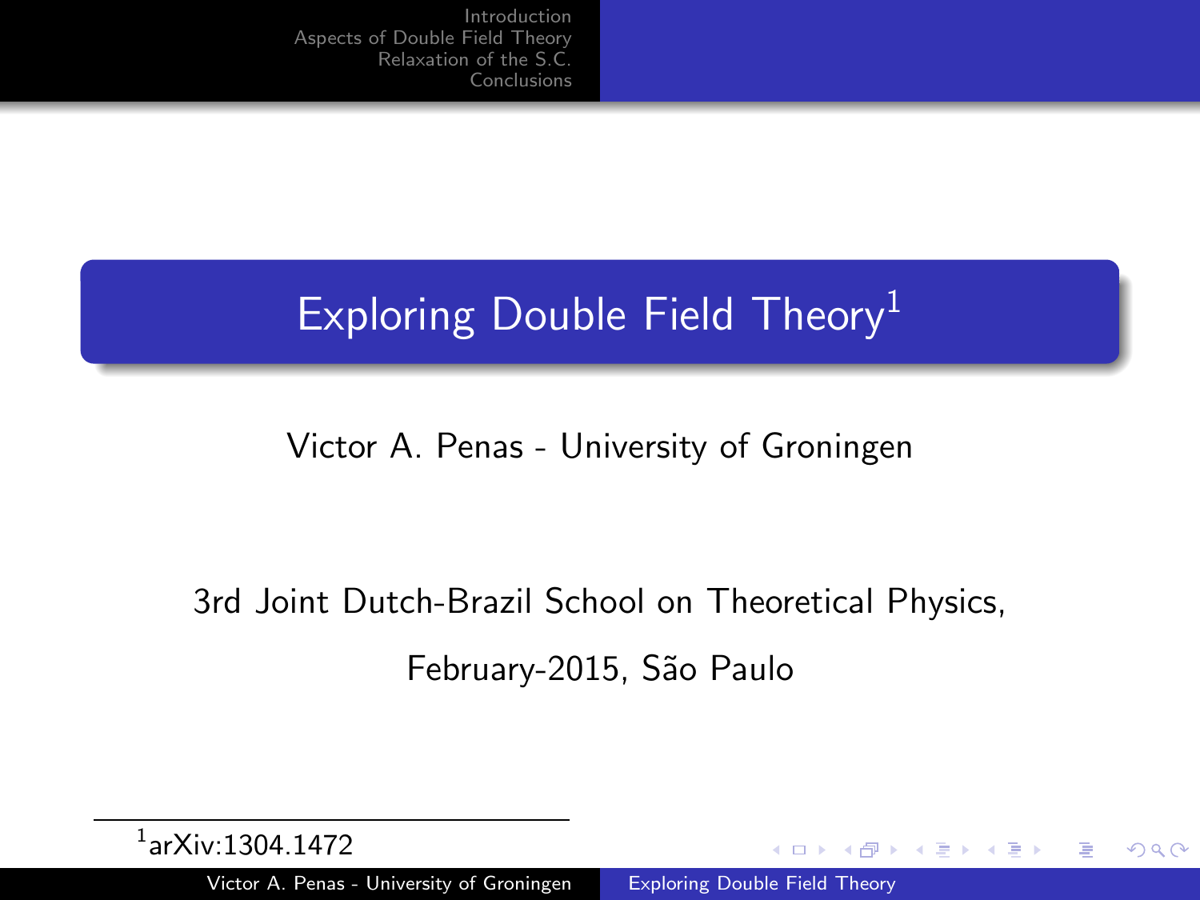# Exploring Double Field Theory[1]

Victor A. Penas - University of Groningen

3rd Joint Dutch-Brazil School on Theoretical Physics,

February-2015, São Paulo

[1] arXiv:1304.1472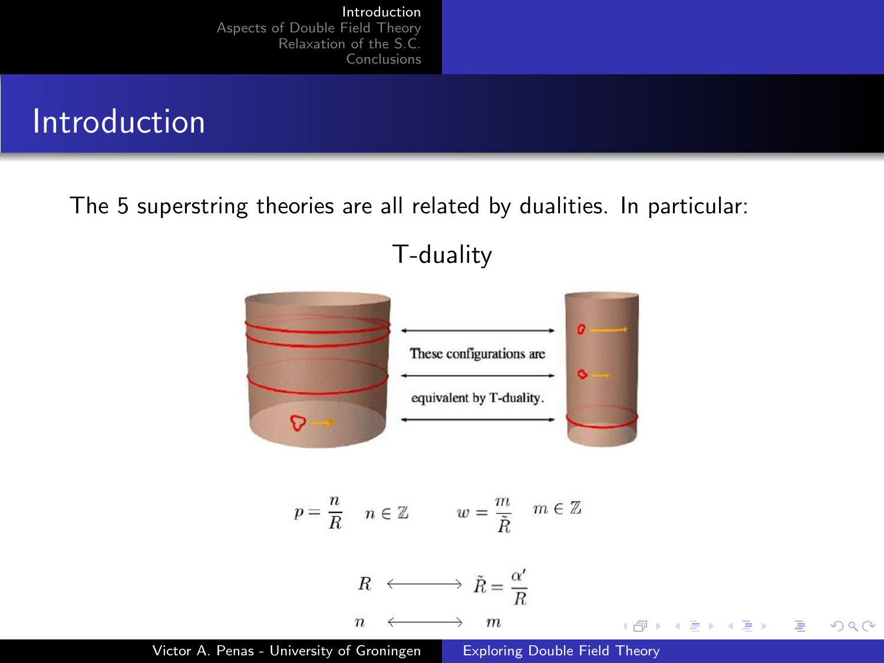# Introduction

The 5 superstring theories are all related by dualities. In particular:

T-duality

These configurations are equivalent by T-duality.

$$p = \frac{n}{R} \quad n \in \mathbb{Z} \qquad w = \frac{m}{\tilde{R}} \quad m \in \mathbb{Z}$$

$$R \longleftrightarrow \tilde{R} = \frac{\alpha'}{R}$$

$$n \longleftrightarrow m$$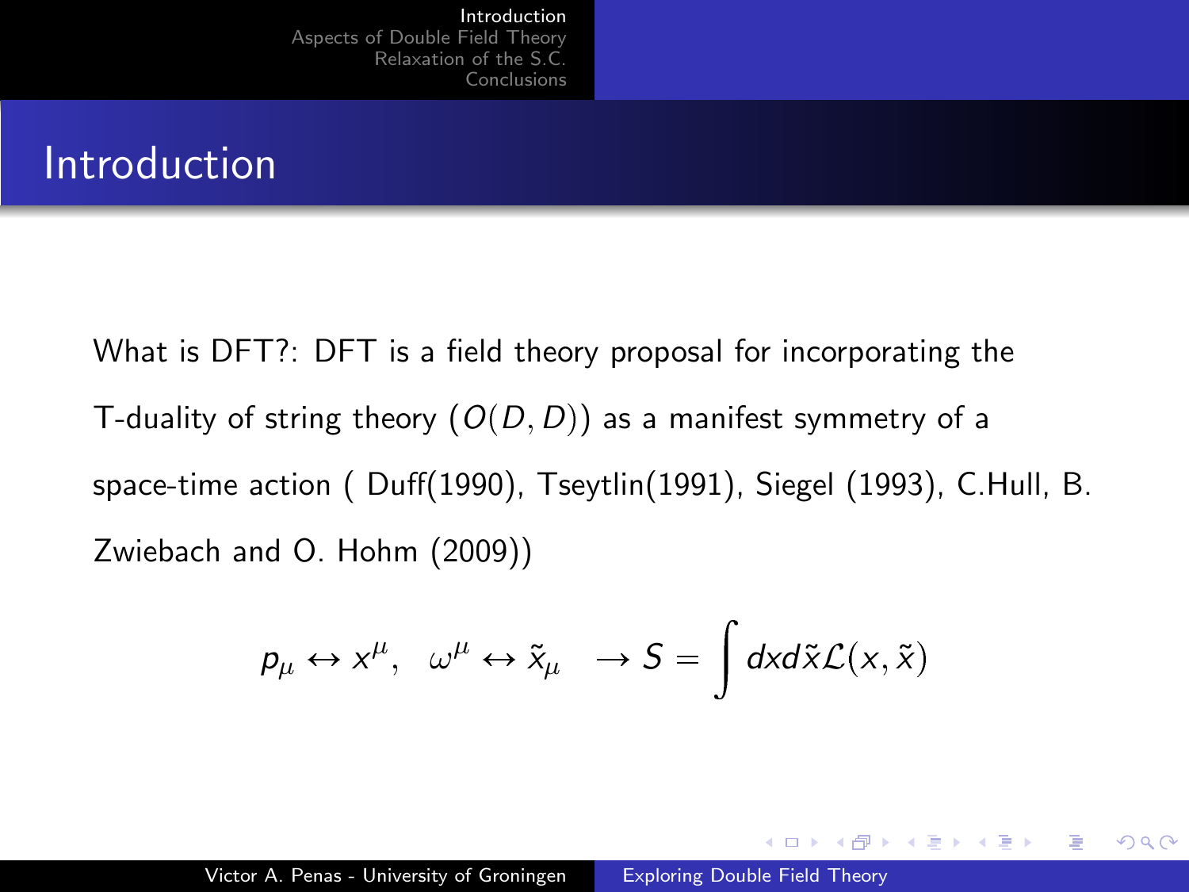# Introduction

What is DFT?: DFT is a field theory proposal for incorporating the T-duality of string theory ($O(D, D)$) as a manifest symmetry of a space-time action ( Duff(1990), Tseytlin(1991), Siegel (1993), C.Hull, B. Zwiebach and O. Hohm (2009))

$$p_\mu \leftrightarrow x^\mu, \quad \omega^\mu \leftrightarrow \tilde{x}_\mu \quad \rightarrow S = \int dx d\tilde{x} \mathcal{L}(x, \tilde{x})$$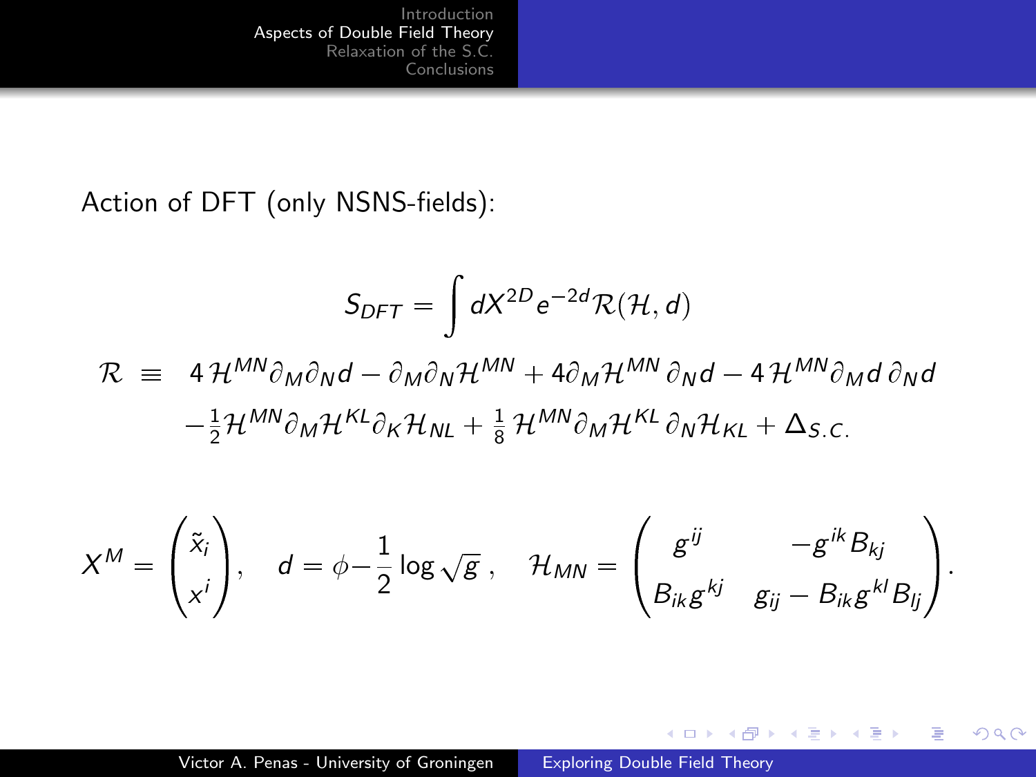Action of DFT (only NSNS-fields):

$$S_{DFT} = \int dX^{2D} e^{-2d} \mathcal{R}(\mathcal{H}, d)$$

$$\begin{aligned}
\mathcal{R} \;\equiv\;& 4\,\mathcal{H}^{MN}\partial_M\partial_N d - \partial_M\partial_N\mathcal{H}^{MN} + 4\partial_M\mathcal{H}^{MN}\,\partial_N d - 4\,\mathcal{H}^{MN}\partial_M d\,\partial_N d \\
& -\tfrac{1}{2}\mathcal{H}^{MN}\partial_M\mathcal{H}^{KL}\partial_K\mathcal{H}_{NL} + \tfrac{1}{8}\,\mathcal{H}^{MN}\partial_M\mathcal{H}^{KL}\,\partial_N\mathcal{H}_{KL} + \Delta_{S.C.}
\end{aligned}$$

$$X^M = \begin{pmatrix} \tilde{x}_i \\ x^i \end{pmatrix}, \quad d = \phi - \frac{1}{2}\log\sqrt{g}\,, \quad \mathcal{H}_{MN} = \begin{pmatrix} g^{ij} & -g^{ik}B_{kj} \\ B_{ik}g^{kj} & g_{ij} - B_{ik}g^{kl}B_{lj} \end{pmatrix}.$$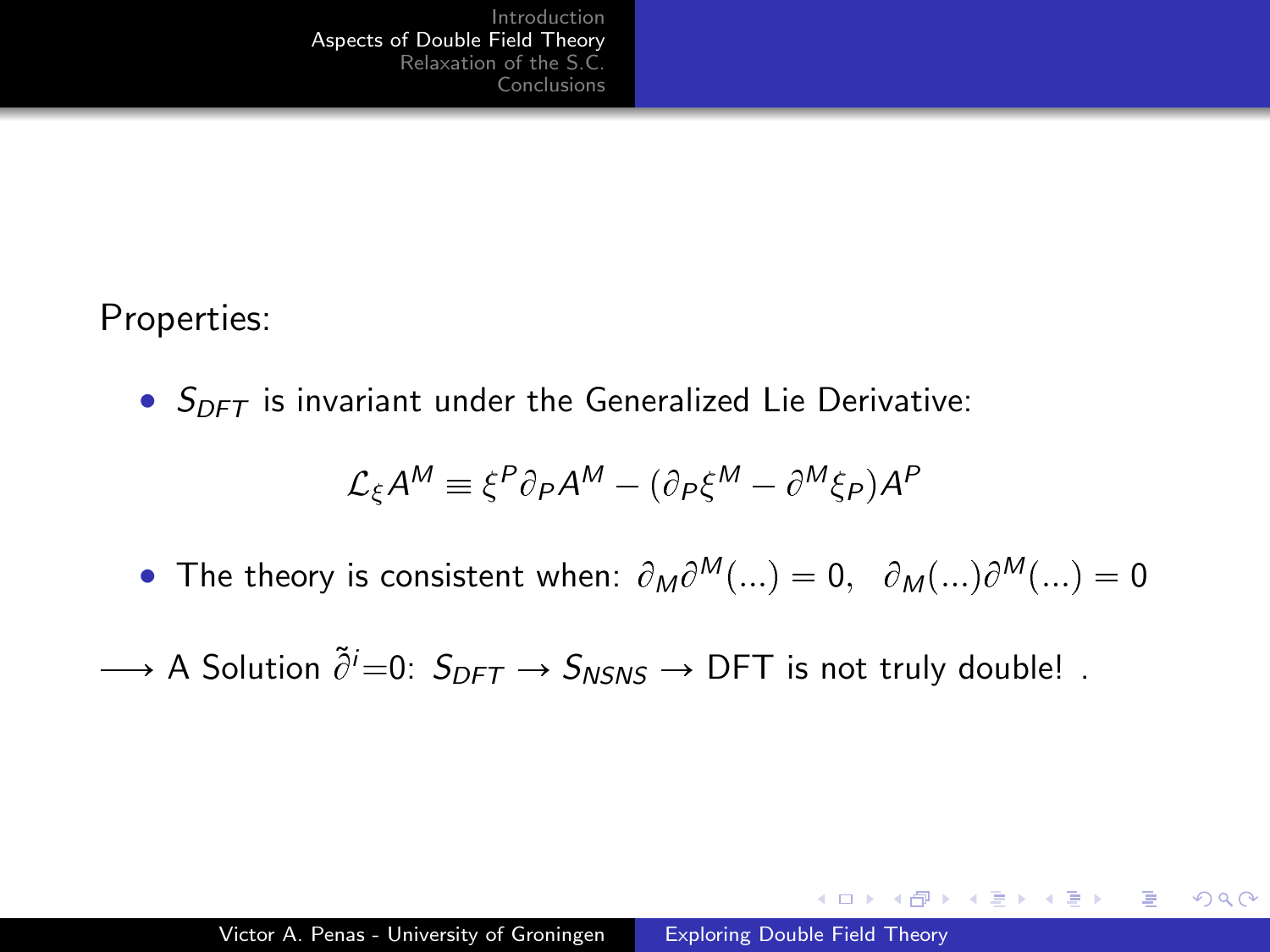Properties:

- $S_{DFT}$ is invariant under the Generalized Lie Derivative:

$$\mathcal{L}_\xi A^M \equiv \xi^P \partial_P A^M - (\partial_P \xi^M - \partial^M \xi_P) A^P$$

- The theory is consistent when: $\partial_M \partial^M(...) = 0, \;\; \partial_M(...)\partial^M(...) = 0$

$\longrightarrow$ A Solution $\tilde{\partial}^i$=0: $S_{DFT} \rightarrow S_{NSNS} \rightarrow$ DFT is not truly double! .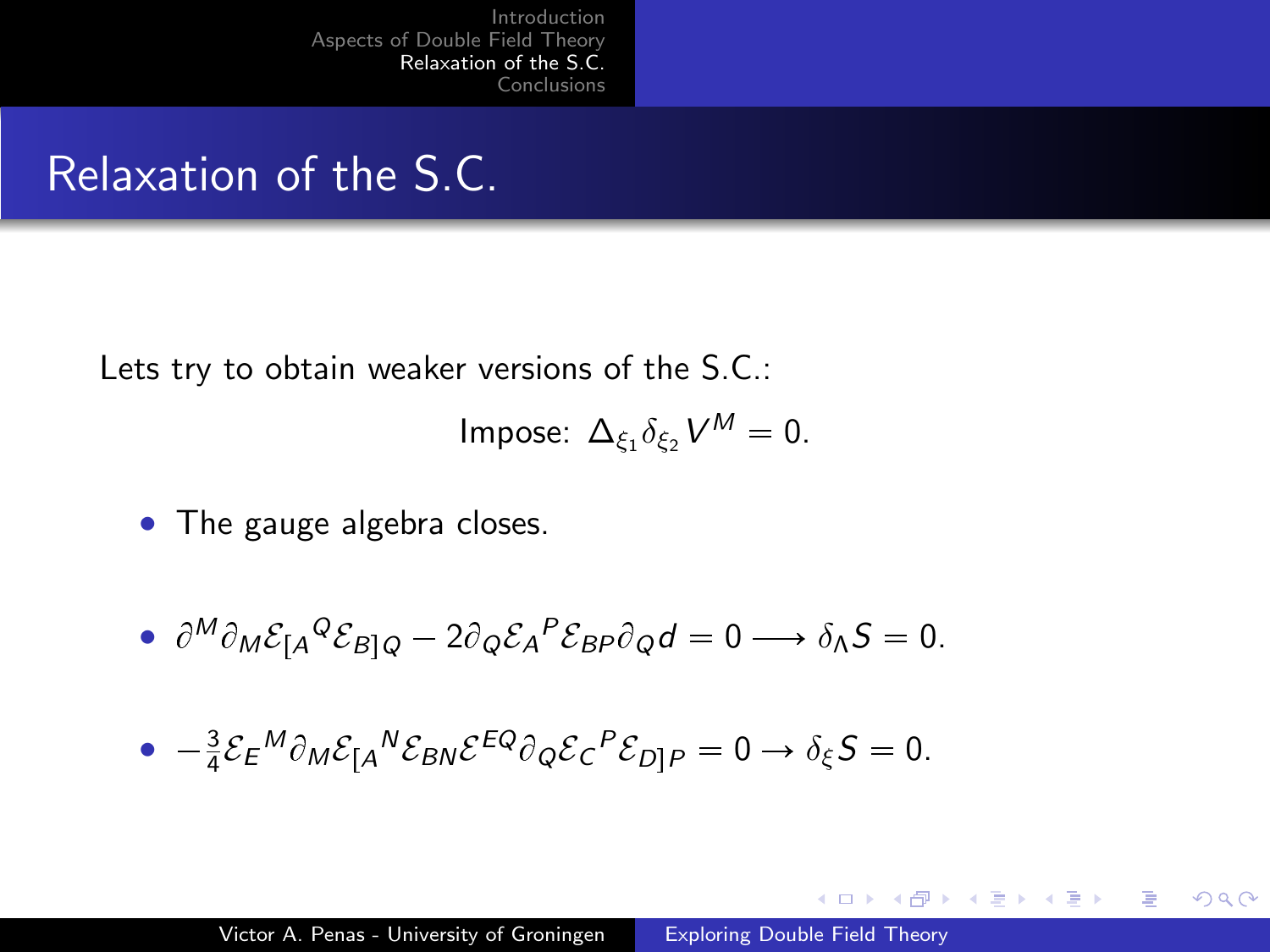# Relaxation of the S.C.

Lets try to obtain weaker versions of the S.C.:

$$\text{Impose: } \Delta_{\xi_1}\delta_{\xi_2}V^M = 0.$$

- The gauge algebra closes.
- $\partial^M\partial_M\mathcal{E}_{[A}{}^{Q}\mathcal{E}_{B]Q} - 2\partial_Q\mathcal{E}_A{}^P\mathcal{E}_{BP}\partial_Q d = 0 \longrightarrow \delta_\Lambda S = 0.$
- $-\frac{3}{4}\mathcal{E}_E{}^M\partial_M\mathcal{E}_{[A}{}^N\mathcal{E}_{BN}\mathcal{E}^{EQ}\partial_Q\mathcal{E}_C{}^P\mathcal{E}_{D]P} = 0 \rightarrow \delta_\xi S = 0.$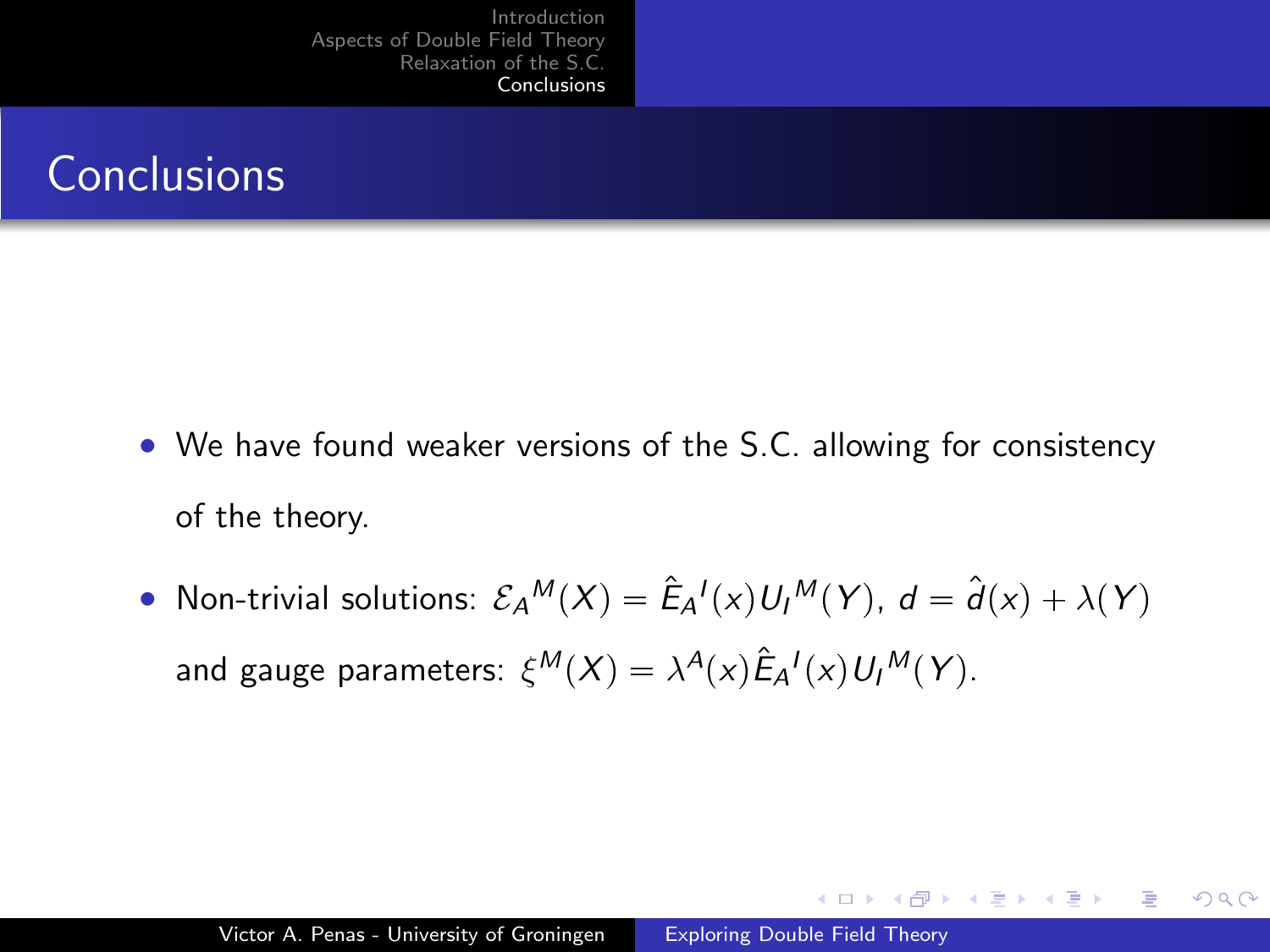# Conclusions

- We have found weaker versions of the S.C. allowing for consistency of the theory.
- Non-trivial solutions: $\mathcal{E}_A{}^M(X) = \hat{E}_A{}^I(x) U_I{}^M(Y)$, $d = \hat{d}(x) + \lambda(Y)$ and gauge parameters: $\xi^M(X) = \lambda^A(x)\hat{E}_A{}^I(x) U_I{}^M(Y)$.